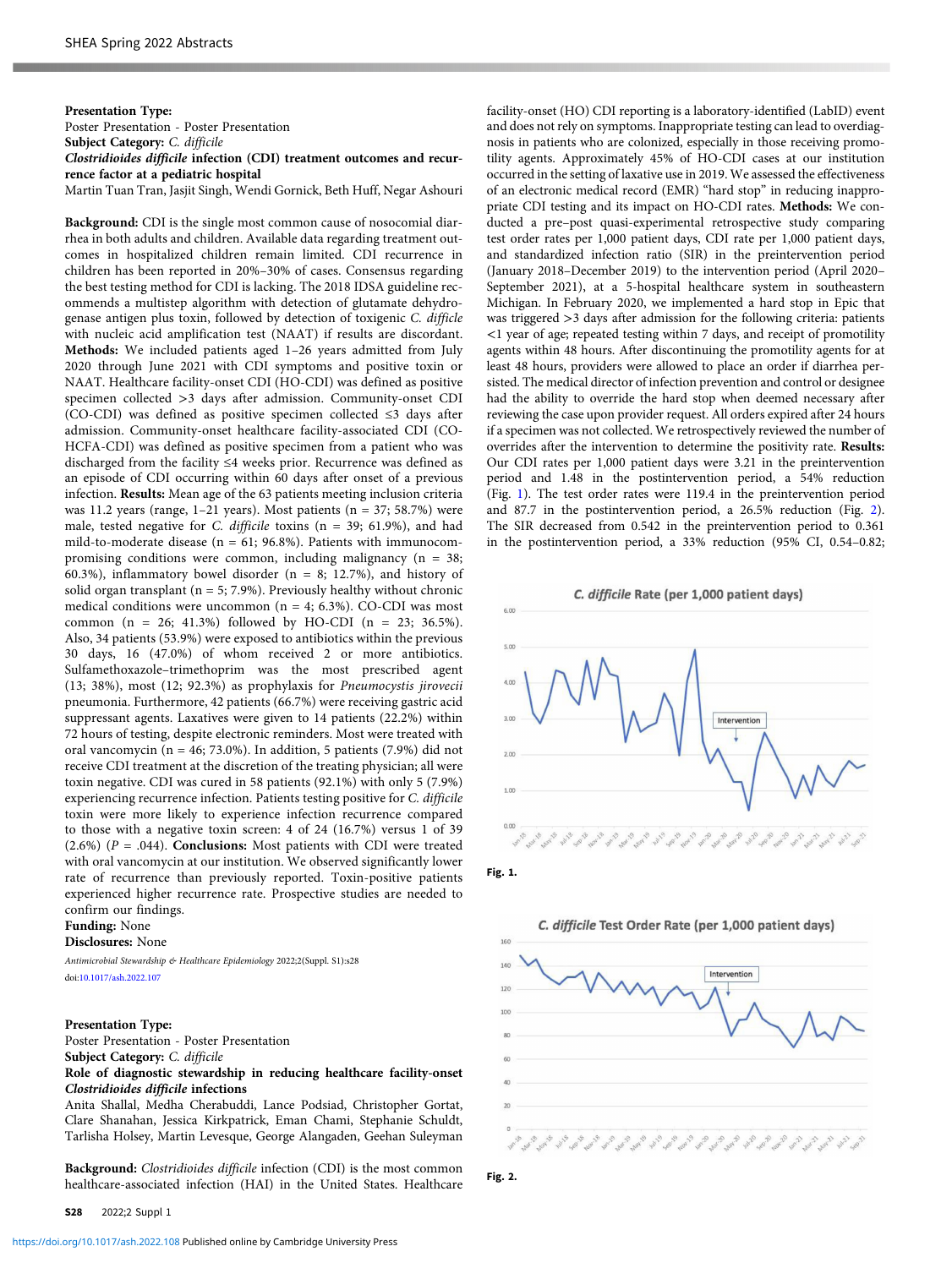**Presentation Type:**

Poster Presentation - Poster Presentation

**Subject Category:** *C. difficile*

***Clostridioides difficile* infection (CDI) treatment outcomes and recurrence factor at a pediatric hospital**

Martin Tuan Tran, Jasjit Singh, Wendi Gornick, Beth Huff, Negar Ashouri

**Background:** CDI is the single most common cause of nosocomial diarrhea in both adults and children. Available data regarding treatment outcomes in hospitalized children remain limited. CDI recurrence in children has been reported in 20%–30% of cases. Consensus regarding the best testing method for CDI is lacking. The 2018 IDSA guideline recommends a multistep algorithm with detection of glutamate dehydrogenase antigen plus toxin, followed by detection of toxigenic *C. difficile* with nucleic acid amplification test (NAAT) if results are discordant. **Methods:** We included patients aged 1–26 years admitted from July 2020 through June 2021 with CDI symptoms and positive toxin or NAAT. Healthcare facility-onset CDI (HO-CDI) was defined as positive specimen collected >3 days after admission. Community-onset CDI (CO-CDI) was defined as positive specimen collected ≤3 days after admission. Community-onset healthcare facility-associated CDI (CO-HCFA-CDI) was defined as positive specimen from a patient who was discharged from the facility ≤4 weeks prior. Recurrence was defined as an episode of CDI occurring within 60 days after onset of a previous infection. **Results:** Mean age of the 63 patients meeting inclusion criteria was 11.2 years (range, 1–21 years). Most patients (n = 37; 58.7%) were male, tested negative for *C. difficile* toxins (n = 39; 61.9%), and had mild-to-moderate disease (n = 61; 96.8%). Patients with immunocompromising conditions were common, including malignancy (n = 38; 60.3%), inflammatory bowel disorder (n = 8; 12.7%), and history of solid organ transplant (n = 5; 7.9%). Previously healthy without chronic medical conditions were uncommon (n = 4; 6.3%). CO-CDI was most common (n = 26; 41.3%) followed by HO-CDI (n = 23; 36.5%). Also, 34 patients (53.9%) were exposed to antibiotics within the previous 30 days, 16 (47.0%) of whom received 2 or more antibiotics. Sulfamethoxazole–trimethoprim was the most prescribed agent (13; 38%), most (12; 92.3%) as prophylaxis for *Pneumocystis jirovecii* pneumonia. Furthermore, 42 patients (66.7%) were receiving gastric acid suppressant agents. Laxatives were given to 14 patients (22.2%) within 72 hours of testing, despite electronic reminders. Most were treated with oral vancomycin (n = 46; 73.0%). In addition, 5 patients (7.9%) did not receive CDI treatment at the discretion of the treating physician; all were toxin negative. CDI was cured in 58 patients (92.1%) with only 5 (7.9%) experiencing recurrence infection. Patients testing positive for *C. difficile* toxin were more likely to experience infection recurrence compared to those with a negative toxin screen: 4 of 24 (16.7%) versus 1 of 39 (2.6%) ($P$ = .044). **Conclusions:** Most patients with CDI were treated with oral vancomycin at our institution. We observed significantly lower rate of recurrence than previously reported. Toxin-positive patients experienced higher recurrence rate. Prospective studies are needed to confirm our findings.

**Funding:** None

**Disclosures:** None

*Antimicrobial Stewardship & Healthcare Epidemiology* 2022;2(Suppl. S1):s28

doi:10.1017/ash.2022.107

**Presentation Type:**

Poster Presentation - Poster Presentation

**Subject Category:** *C. difficile*

**Role of diagnostic stewardship in reducing healthcare facility-onset *Clostridioides difficile* infections**

Anita Shallal, Medha Cherabuddi, Lance Podsiad, Christopher Gortat, Clare Shanahan, Jessica Kirkpatrick, Eman Chami, Stephanie Schuldt, Tarlisha Holsey, Martin Levesque, George Alangaden, Geehan Suleyman

**Background:** *Clostridioides difficile* infection (CDI) is the most common healthcare-associated infection (HAI) in the United States. Healthcare facility-onset (HO) CDI reporting is a laboratory-identified (LabID) event and does not rely on symptoms. Inappropriate testing can lead to overdiagnosis in patients who are colonized, especially in those receiving promotility agents. Approximately 45% of HO-CDI cases at our institution occurred in the setting of laxative use in 2019. We assessed the effectiveness of an electronic medical record (EMR) "hard stop" in reducing inappropriate CDI testing and its impact on HO-CDI rates. **Methods:** We conducted a pre–post quasi-experimental retrospective study comparing test order rates per 1,000 patient days, CDI rate per 1,000 patient days, and standardized infection ratio (SIR) in the preintervention period (January 2018–December 2019) to the intervention period (April 2020–September 2021), at a 5-hospital healthcare system in southeastern Michigan. In February 2020, we implemented a hard stop in Epic that was triggered >3 days after admission for the following criteria: patients <1 year of age; repeated testing within 7 days, and receipt of promotility agents within 48 hours. After discontinuing the promotility agents for at least 48 hours, providers were allowed to place an order if diarrhea persisted. The medical director of infection prevention and control or designee had the ability to override the hard stop when deemed necessary after reviewing the case upon provider request. All orders expired after 24 hours if a specimen was not collected. We retrospectively reviewed the number of overrides after the intervention to determine the positivity rate. **Results:** Our CDI rates per 1,000 patient days were 3.21 in the preintervention period and 1.48 in the postintervention period, a 54% reduction (Fig. 1). The test order rates were 119.4 in the preintervention period and 87.7 in the postintervention period, a 26.5% reduction (Fig. 2). The SIR decreased from 0.542 in the preintervention period to 0.361 in the postintervention period, a 33% reduction (95% CI, 0.54–0.82;

**Fig. 1.**

**Fig. 2.**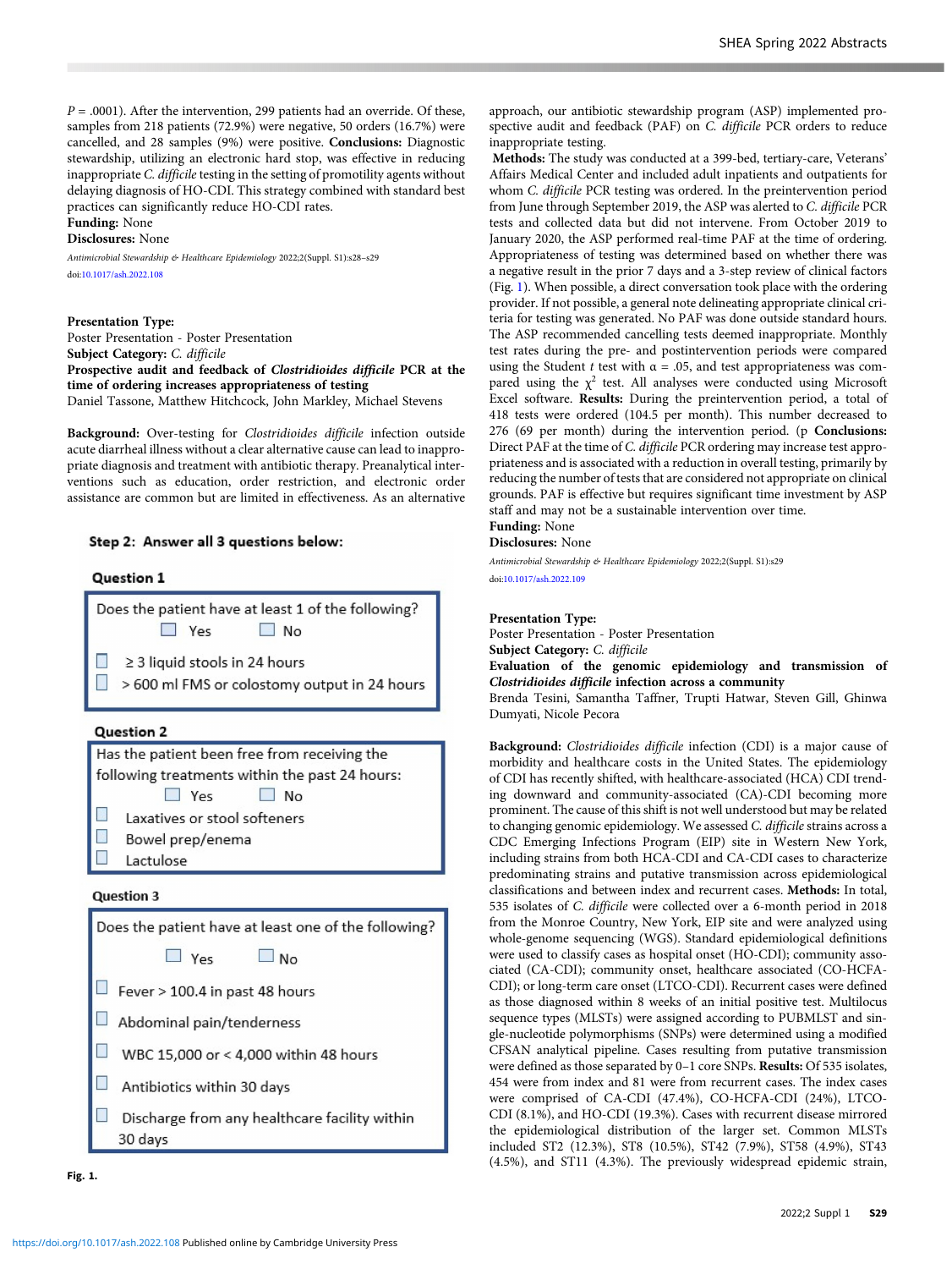P = .0001). After the intervention, 299 patients had an override. Of these, samples from 218 patients (72.9%) were negative, 50 orders (16.7%) were cancelled, and 28 samples (9%) were positive. **Conclusions:** Diagnostic stewardship, utilizing an electronic hard stop, was effective in reducing inappropriate *C. difficile* testing in the setting of promotility agents without delaying diagnosis of HO-CDI. This strategy combined with standard best practices can significantly reduce HO-CDI rates.

**Funding:** None

**Disclosures:** None

*Antimicrobial Stewardship & Healthcare Epidemiology* 2022;2(Suppl. S1):s28–s29

doi:10.1017/ash.2022.108

**Presentation Type:**

Poster Presentation - Poster Presentation

**Subject Category:** *C. difficile*

**Prospective audit and feedback of *Clostridioides difficile* PCR at the time of ordering increases appropriateness of testing**

Daniel Tassone, Matthew Hitchcock, John Markley, Michael Stevens

**Background:** Over-testing for *Clostridioides difficile* infection outside acute diarrheal illness without a clear alternative cause can lead to inappropriate diagnosis and treatment with antibiotic therapy. Preanalytical interventions such as education, order restriction, and electronic order assistance are common but are limited in effectiveness. As an alternative approach, our antibiotic stewardship program (ASP) implemented prospective audit and feedback (PAF) on *C. difficile* PCR orders to reduce inappropriate testing.

**Methods:** The study was conducted at a 399-bed, tertiary-care, Veterans' Affairs Medical Center and included adult inpatients and outpatients for whom *C. difficile* PCR testing was ordered. In the preintervention period from June through September 2019, the ASP was alerted to *C. difficile* PCR tests and collected data but did not intervene. From October 2019 to January 2020, the ASP performed real-time PAF at the time of ordering. Appropriateness of testing was determined based on whether there was a negative result in the prior 7 days and a 3-step review of clinical factors (Fig. 1). When possible, a direct conversation took place with the ordering provider. If not possible, a general note delineating appropriate clinical criteria for testing was generated. No PAF was done outside standard hours. The ASP recommended cancelling tests deemed inappropriate. Monthly test rates during the pre- and postintervention periods were compared using the Student *t* test with α = .05, and test appropriateness was compared using the $\chi^2$ test. All analyses were conducted using Microsoft Excel software. **Results:** During the preintervention period, a total of 418 tests were ordered (104.5 per month). This number decreased to 276 (69 per month) during the intervention period. (p **Conclusions:** Direct PAF at the time of *C. difficile* PCR ordering may increase test appropriateness and is associated with a reduction in overall testing, primarily by reducing the number of tests that are considered not appropriate on clinical grounds. PAF is effective but requires significant time investment by ASP staff and may not be a sustainable intervention over time.

**Funding:** None

**Disclosures:** None

*Antimicrobial Stewardship & Healthcare Epidemiology* 2022;2(Suppl. S1):s29

doi:10.1017/ash.2022.109

**Step 2: Answer all 3 questions below:**

**Question 1**

Does the patient have at least 1 of the following? ☐ Yes ☐ No

- ☐ ≥ 3 liquid stools in 24 hours
- ☐ > 600 ml FMS or colostomy output in 24 hours

**Question 2**

Has the patient been free from receiving the following treatments within the past 24 hours: ☐ Yes ☐ No

- ☐ Laxatives or stool softeners
- ☐ Bowel prep/enema
- ☐ Lactulose

**Question 3**

Does the patient have at least one of the following? ☐ Yes ☐ No

- ☐ Fever > 100.4 in past 48 hours
- ☐ Abdominal pain/tenderness
- ☐ WBC 15,000 or < 4,000 within 48 hours
- ☐ Antibiotics within 30 days
- ☐ Discharge from any healthcare facility within 30 days

**Fig. 1.**

**Presentation Type:**

Poster Presentation - Poster Presentation

**Subject Category:** *C. difficile*

**Evaluation of the genomic epidemiology and transmission of *Clostridioides difficile* infection across a community**

Brenda Tesini, Samantha Taffner, Trupti Hatwar, Steven Gill, Ghinwa Dumyati, Nicole Pecora

**Background:** *Clostridioides difficile* infection (CDI) is a major cause of morbidity and healthcare costs in the United States. The epidemiology of CDI has recently shifted, with healthcare-associated (HCA) CDI trending downward and community-associated (CA)-CDI becoming more prominent. The cause of this shift is not well understood but may be related to changing genomic epidemiology. We assessed *C. difficile* strains across a CDC Emerging Infections Program (EIP) site in Western New York, including strains from both HCA-CDI and CA-CDI cases to characterize predominating strains and putative transmission across epidemiological classifications and between index and recurrent cases. **Methods:** In total, 535 isolates of *C. difficile* were collected over a 6-month period in 2018 from the Monroe Country, New York, EIP site and were analyzed using whole-genome sequencing (WGS). Standard epidemiological definitions were used to classify cases as hospital onset (HO-CDI); community associated (CA-CDI); community onset, healthcare associated (CO-HCFA-CDI); or long-term care onset (LTCO-CDI). Recurrent cases were defined as those diagnosed within 8 weeks of an initial positive test. Multilocus sequence types (MLSTs) were assigned according to PUBMLST and single-nucleotide polymorphisms (SNPs) were determined using a modified CFSAN analytical pipeline. Cases resulting from putative transmission were defined as those separated by 0–1 core SNPs. **Results:** Of 535 isolates, 454 were from index and 81 were from recurrent cases. The index cases were comprised of CA-CDI (47.4%), CO-HCFA-CDI (24%), LTCO-CDI (8.1%), and HO-CDI (19.3%). Cases with recurrent disease mirrored the epidemiological distribution of the larger set. Common MLSTs included ST2 (12.3%), ST8 (10.5%), ST42 (7.9%), ST58 (4.9%), ST43 (4.5%), and ST11 (4.3%). The previously widespread epidemic strain,